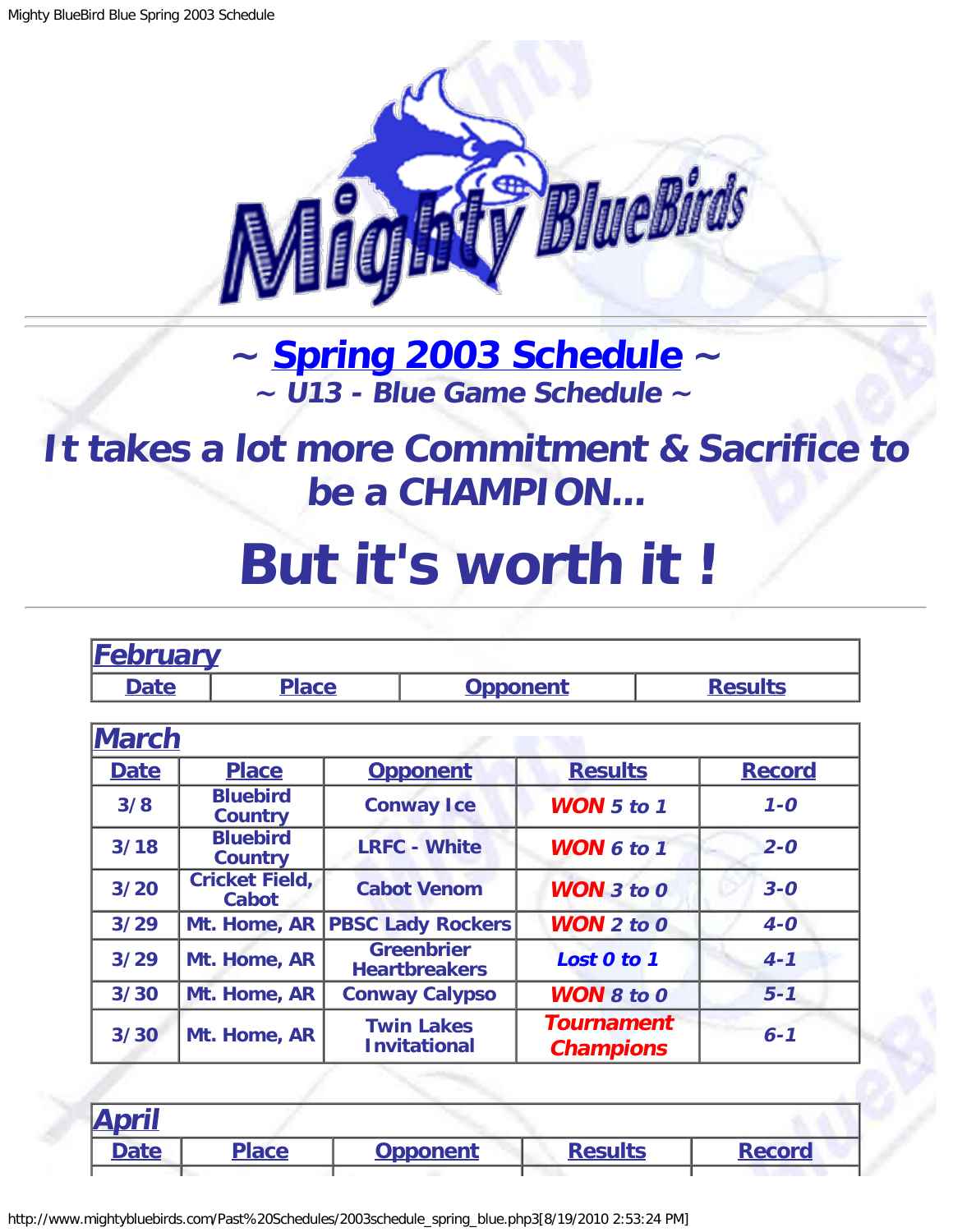# ~ Spring 2003 Schedule ~

### ~ U13 - Blue Game Schedule ~

## It takes a lot more Commitment & Sacrifice to be a CHAMPION...

# But it's worth it !

| February | | | |
|---|---|---|---|
| Date | Place | Opponent | Results |

| March | | | | |
|---|---|---|---|---|
| Date | Place | Opponent | Results | Record |
| 3/8 | Bluebird Country | Conway Ice | WON 5 to 1 | 1-0 |
| 3/18 | Bluebird Country | LRFC - White | WON 6 to 1 | 2-0 |
| 3/20 | Cricket Field, Cabot | Cabot Venom | WON 3 to 0 | 3-0 |
| 3/29 | Mt. Home, AR | PBSC Lady Rockers | WON 2 to 0 | 4-0 |
| 3/29 | Mt. Home, AR | Greenbrier Heartbreakers | Lost 0 to 1 | 4-1 |
| 3/30 | Mt. Home, AR | Conway Calypso | WON 8 to 0 | 5-1 |
| 3/30 | Mt. Home, AR | Twin Lakes Invitational | Tournament Champions | 6-1 |

| April | | | | |
|---|---|---|---|---|
| Date | Place | Opponent | Results | Record |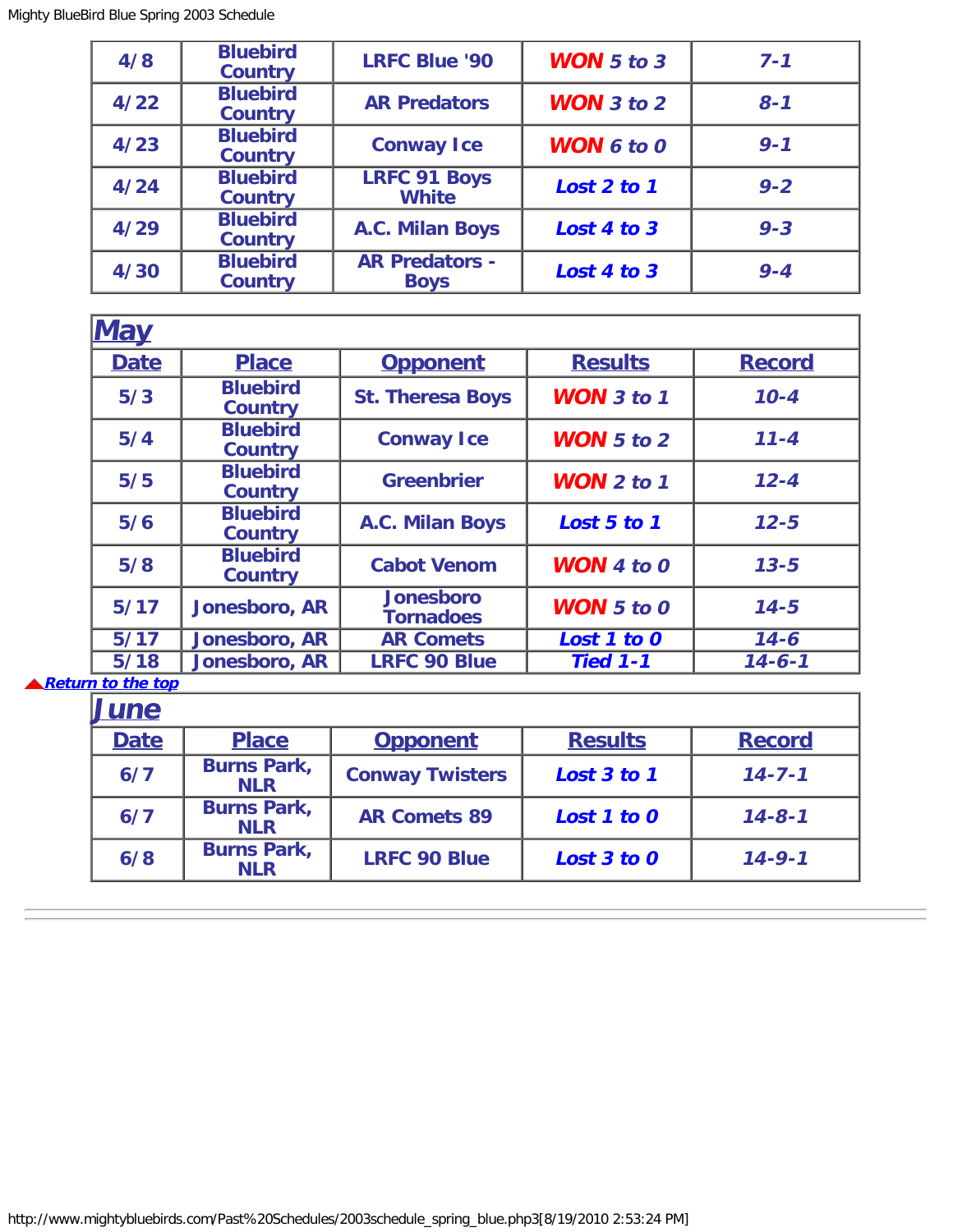| | | | | |
|---|---|---|---|---|
| 4/8 | Bluebird Country | LRFC Blue '90 | **WON** 5 to 3 | 7-1 |
| 4/22 | Bluebird Country | AR Predators | **WON** 3 to 2 | 8-1 |
| 4/23 | Bluebird Country | Conway Ice | **WON** 6 to 0 | 9-1 |
| 4/24 | Bluebird Country | LRFC 91 Boys White | Lost 2 to 1 | 9-2 |
| 4/29 | Bluebird Country | A.C. Milan Boys | Lost 4 to 3 | 9-3 |
| 4/30 | Bluebird Country | AR Predators - Boys | Lost 4 to 3 | 9-4 |

## May

| Date | Place | Opponent | Results | Record |
|---|---|---|---|---|
| 5/3 | Bluebird Country | St. Theresa Boys | **WON** 3 to 1 | 10-4 |
| 5/4 | Bluebird Country | Conway Ice | **WON** 5 to 2 | 11-4 |
| 5/5 | Bluebird Country | Greenbrier | **WON** 2 to 1 | 12-4 |
| 5/6 | Bluebird Country | A.C. Milan Boys | Lost 5 to 1 | 12-5 |
| 5/8 | Bluebird Country | Cabot Venom | **WON** 4 to 0 | 13-5 |
| 5/17 | Jonesboro, AR | Jonesboro Tornadoes | **WON** 5 to 0 | 14-5 |
| 5/17 | Jonesboro, AR | AR Comets | Lost 1 to 0 | 14-6 |
| 5/18 | Jonesboro, AR | LRFC 90 Blue | Tied 1-1 | 14-6-1 |

Return to the top

## June

| Date | Place | Opponent | Results | Record |
|---|---|---|---|---|
| 6/7 | Burns Park, NLR | Conway Twisters | Lost 3 to 1 | 14-7-1 |
| 6/7 | Burns Park, NLR | AR Comets 89 | Lost 1 to 0 | 14-8-1 |
| 6/8 | Burns Park, NLR | LRFC 90 Blue | Lost 3 to 0 | 14-9-1 |